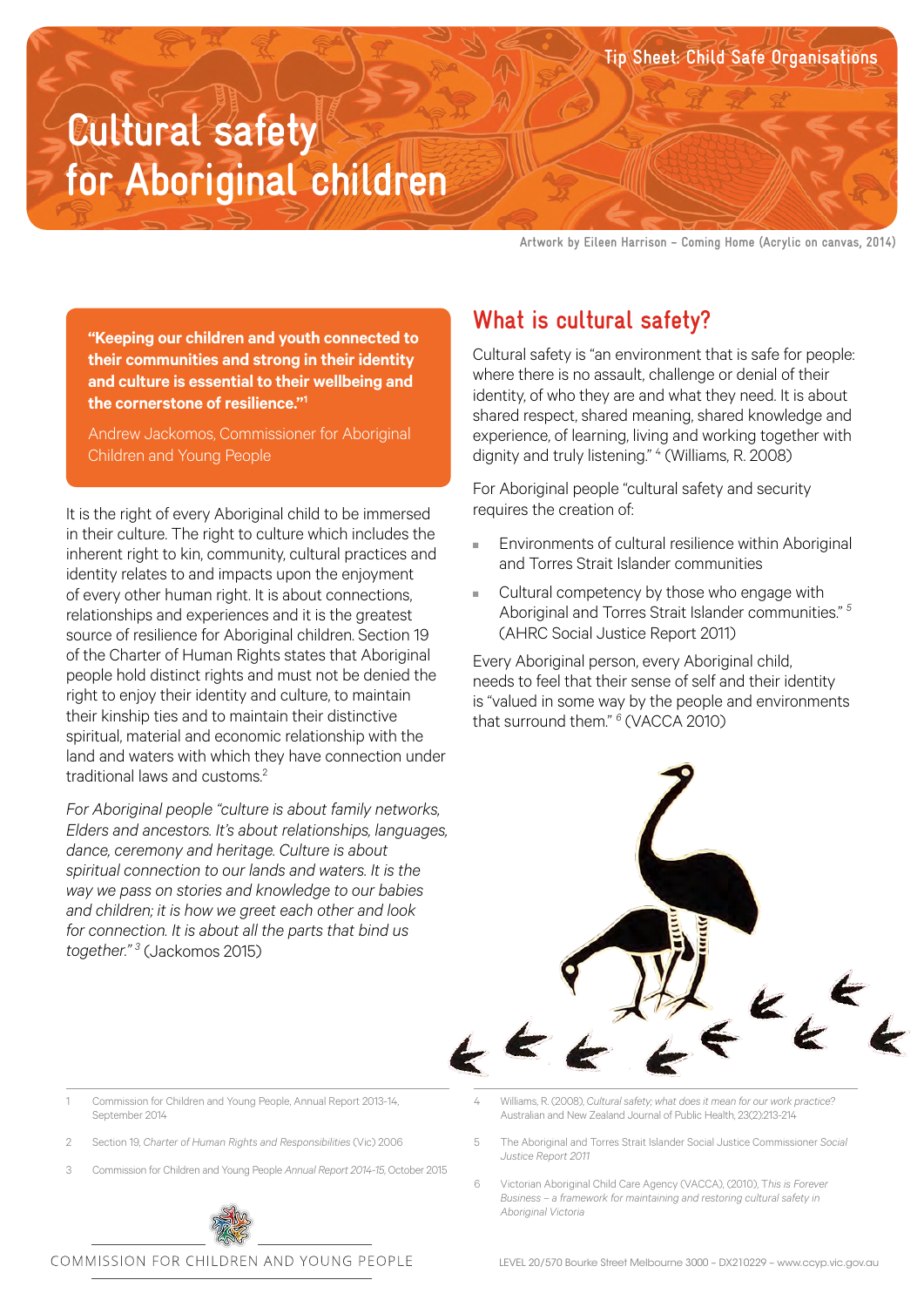Tip Sheet: Child Safe Organisations

# Cultural safety for Aboriginal children

Artwork by Eileen Harrison – Coming Home (Acrylic on canvas, 2014)

> **"Keeping our children and youth connected to their communities and strong in their identity and culture is essential to their wellbeing and the cornerstone of resilience."[1]**
>
> Andrew Jackomos, Commissioner for Aboriginal Children and Young People

It is the right of every Aboriginal child to be immersed in their culture. The right to culture which includes the inherent right to kin, community, cultural practices and identity relates to and impacts upon the enjoyment of every other human right. It is about connections, relationships and experiences and it is the greatest source of resilience for Aboriginal children. Section 19 of the Charter of Human Rights states that Aboriginal people hold distinct rights and must not be denied the right to enjoy their identity and culture, to maintain their kinship ties and to maintain their distinctive spiritual, material and economic relationship with the land and waters with which they have connection under traditional laws and customs.[2]

*For Aboriginal people "culture is about family networks, Elders and ancestors. It's about relationships, languages, dance, ceremony and heritage. Culture is about spiritual connection to our lands and waters. It is the way we pass on stories and knowledge to our babies and children; it is how we greet each other and look for connection. It is about all the parts that bind us together."[3]* (Jackomos 2015)

## What is cultural safety?

Cultural safety is "an environment that is safe for people: where there is no assault, challenge or denial of their identity, of who they are and what they need. It is about shared respect, shared meaning, shared knowledge and experience, of learning, living and working together with dignity and truly listening." [4] (Williams, R. 2008)

For Aboriginal people "cultural safety and security requires the creation of:

- Environments of cultural resilience within Aboriginal and Torres Strait Islander communities
- Cultural competency by those who engage with Aboriginal and Torres Strait Islander communities." [5] (AHRC Social Justice Report 2011)

Every Aboriginal person, every Aboriginal child, needs to feel that their sense of self and their identity is "valued in some way by the people and environments that surround them." [6] (VACCA 2010)

---

1. Commission for Children and Young People, Annual Report 2013-14, September 2014
2. Section 19, *Charter of Human Rights and Responsibilities* (Vic) 2006
3. Commission for Children and Young People *Annual Report 2014-15*, October 2015
4. Williams, R. (2008), *Cultural safety; what does it mean for our work practice?* Australian and New Zealand Journal of Public Health, 23(2):213-214
5. The Aboriginal and Torres Strait Islander Social Justice Commissioner *Social Justice Report 2011*
6. Victorian Aboriginal Child Care Agency (VACCA), (2010), T*his is Forever Business – a framework for maintaining and restoring cultural safety in Aboriginal Victoria*

COMMISSION FOR CHILDREN AND YOUNG PEOPLE

LEVEL 20/570 Bourke Street Melbourne 3000 – DX210229 – www.ccyp.vic.gov.au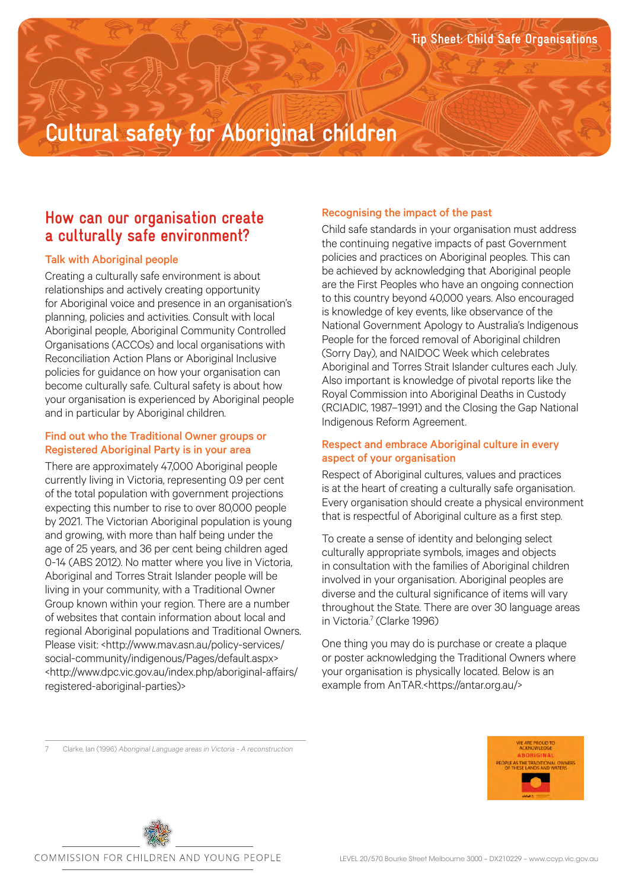# Cultural safety for Aboriginal children

## How can our organisation create a culturally safe environment?

### Talk with Aboriginal people

Creating a culturally safe environment is about relationships and actively creating opportunity for Aboriginal voice and presence in an organisation's planning, policies and activities. Consult with local Aboriginal people, Aboriginal Community Controlled Organisations (ACCOs) and local organisations with Reconciliation Action Plans or Aboriginal Inclusive policies for guidance on how your organisation can become culturally safe. Cultural safety is about how your organisation is experienced by Aboriginal people and in particular by Aboriginal children.

### Find out who the Traditional Owner groups or Registered Aboriginal Party is in your area

There are approximately 47,000 Aboriginal people currently living in Victoria, representing 0.9 per cent of the total population with government projections expecting this number to rise to over 80,000 people by 2021. The Victorian Aboriginal population is young and growing, with more than half being under the age of 25 years, and 36 per cent being children aged 0-14 (ABS 2012). No matter where you live in Victoria, Aboriginal and Torres Strait Islander people will be living in your community, with a Traditional Owner Group known within your region. There are a number of websites that contain information about local and regional Aboriginal populations and Traditional Owners. Please visit: <http://www.mav.asn.au/policy-services/social-community/indigenous/Pages/default.aspx> <http://www.dpc.vic.gov.au/index.php/aboriginal-affairs/registered-aboriginal-parties>

### Recognising the impact of the past

Child safe standards in your organisation must address the continuing negative impacts of past Government policies and practices on Aboriginal peoples. This can be achieved by acknowledging that Aboriginal people are the First Peoples who have an ongoing connection to this country beyond 40,000 years. Also encouraged is knowledge of key events, like observance of the National Government Apology to Australia's Indigenous People for the forced removal of Aboriginal children (Sorry Day), and NAIDOC Week which celebrates Aboriginal and Torres Strait Islander cultures each July. Also important is knowledge of pivotal reports like the Royal Commission into Aboriginal Deaths in Custody (RCIADIC, 1987–1991) and the Closing the Gap National Indigenous Reform Agreement.

### Respect and embrace Aboriginal culture in every aspect of your organisation

Respect of Aboriginal cultures, values and practices is at the heart of creating a culturally safe organisation. Every organisation should create a physical environment that is respectful of Aboriginal culture as a first step.

To create a sense of identity and belonging select culturally appropriate symbols, images and objects in consultation with the families of Aboriginal children involved in your organisation. Aboriginal peoples are diverse and the cultural significance of items will vary throughout the State. There are over 30 language areas in Victoria.[7] (Clarke 1996)

One thing you may do is purchase or create a plaque or poster acknowledging the Traditional Owners where your organisation is physically located. Below is an example from AnTAR.<https://antar.org.au/>

WE ARE PROUD TO ACKNOWLEDGE ABORIGINAL PEOPLE AS THE TRADITIONAL OWNERS OF THESE LANDS AND WATERS

---

7 Clarke, Ian (1996) *Aboriginal Language areas in Victoria - A reconstruction*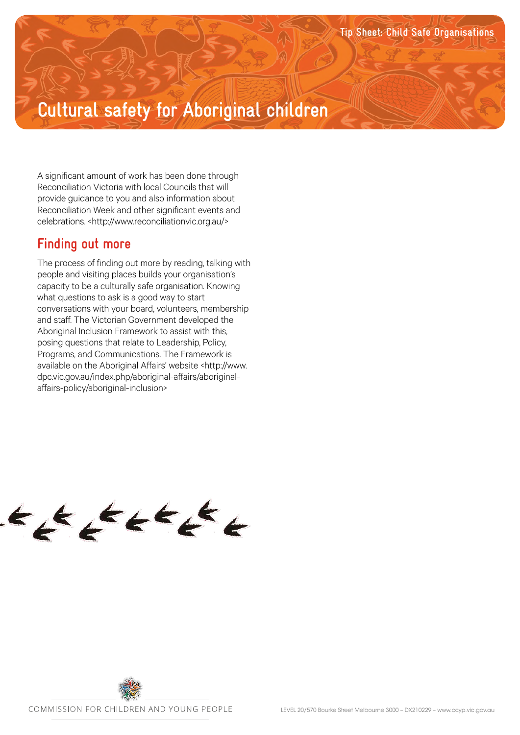# Cultural safety for Aboriginal children

A significant amount of work has been done through Reconciliation Victoria with local Councils that will provide guidance to you and also information about Reconciliation Week and other significant events and celebrations. <http://www.reconciliationvic.org.au/>

## Finding out more

The process of finding out more by reading, talking with people and visiting places builds your organisation's capacity to be a culturally safe organisation. Knowing what questions to ask is a good way to start conversations with your board, volunteers, membership and staff. The Victorian Government developed the Aboriginal Inclusion Framework to assist with this, posing questions that relate to Leadership, Policy, Programs, and Communications. The Framework is available on the Aboriginal Affairs' website <http://www.dpc.vic.gov.au/index.php/aboriginal-affairs/aboriginal-affairs-policy/aboriginal-inclusion>